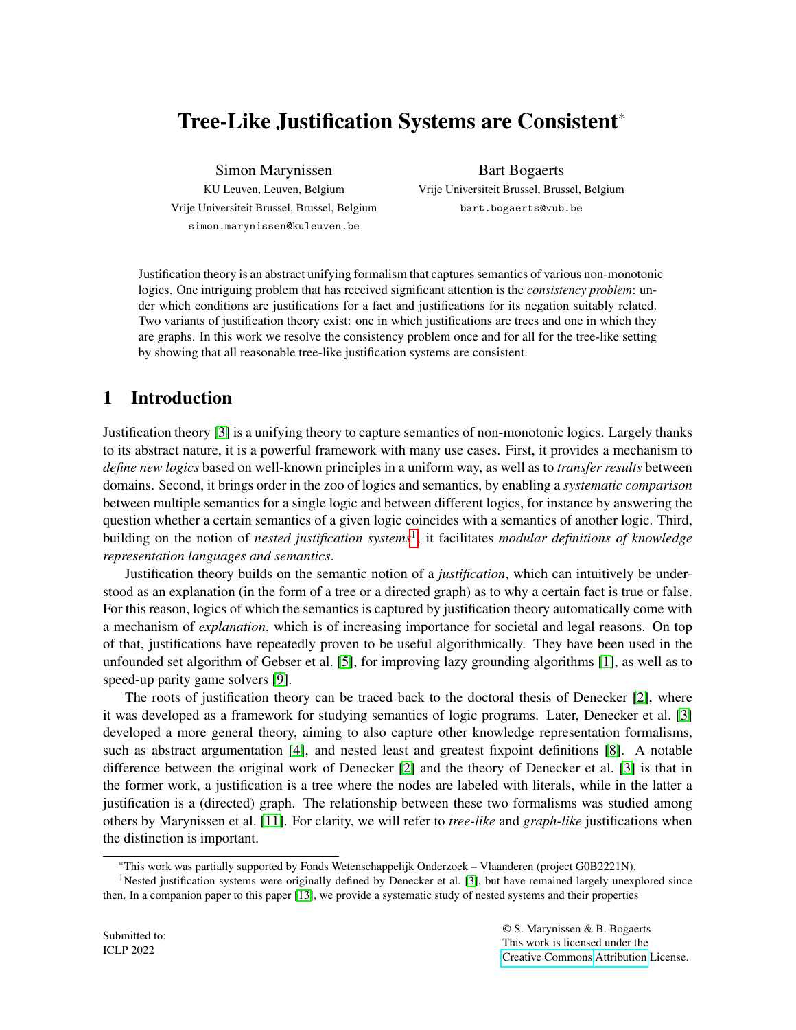# Tree-Like Justification Systems are Consistent*

Simon Marynissen
KU Leuven, Leuven, Belgium
Vrije Universiteit Brussel, Brussel, Belgium
simon.marynissen@kuleuven.be

Bart Bogaerts
Vrije Universiteit Brussel, Brussel, Belgium
bart.bogaerts@vub.be

Justification theory is an abstract unifying formalism that captures semantics of various non-monotonic logics. One intriguing problem that has received significant attention is the *consistency problem*: under which conditions are justifications for a fact and justifications for its negation suitably related. Two variants of justification theory exist: one in which justifications are trees and one in which they are graphs. In this work we resolve the consistency problem once and for all for the tree-like setting by showing that all reasonable tree-like justification systems are consistent.

## 1 Introduction

Justification theory [3] is a unifying theory to capture semantics of non-monotonic logics. Largely thanks to its abstract nature, it is a powerful framework with many use cases. First, it provides a mechanism to *define new logics* based on well-known principles in a uniform way, as well as to *transfer results* between domains. Second, it brings order in the zoo of logics and semantics, by enabling a *systematic comparison* between multiple semantics for a single logic and between different logics, for instance by answering the question whether a certain semantics of a given logic coincides with a semantics of another logic. Third, building on the notion of *nested justification systems*[1], it facilitates *modular definitions of knowledge representation languages and semantics*.

Justification theory builds on the semantic notion of a *justification*, which can intuitively be understood as an explanation (in the form of a tree or a directed graph) as to why a certain fact is true or false. For this reason, logics of which the semantics is captured by justification theory automatically come with a mechanism of *explanation*, which is of increasing importance for societal and legal reasons. On top of that, justifications have repeatedly proven to be useful algorithmically. They have been used in the unfounded set algorithm of Gebser et al. [5], for improving lazy grounding algorithms [1], as well as to speed-up parity game solvers [9].

The roots of justification theory can be traced back to the doctoral thesis of Denecker [2], where it was developed as a framework for studying semantics of logic programs. Later, Denecker et al. [3] developed a more general theory, aiming to also capture other knowledge representation formalisms, such as abstract argumentation [4], and nested least and greatest fixpoint definitions [8]. A notable difference between the original work of Denecker [2] and the theory of Denecker et al. [3] is that in the former work, a justification is a tree where the nodes are labeled with literals, while in the latter a justification is a (directed) graph. The relationship between these two formalisms was studied among others by Marynissen et al. [11]. For clarity, we will refer to *tree-like* and *graph-like* justifications when the distinction is important.

*This work was partially supported by Fonds Wetenschappelijk Onderzoek – Vlaanderen (project G0B2221N).

[1] Nested justification systems were originally defined by Denecker et al. [3], but have remained largely unexplored since then. In a companion paper to this paper [13], we provide a systematic study of nested systems and their properties

Submitted to:
ICLP 2022

© S. Marynissen & B. Bogaerts
This work is licensed under the Creative Commons Attribution License.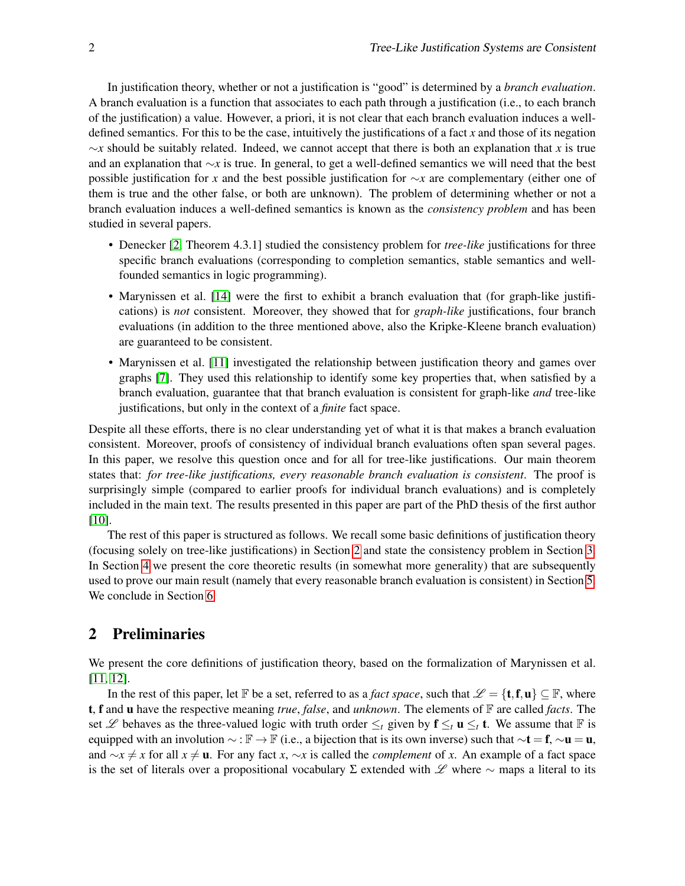In justification theory, whether or not a justification is "good" is determined by a *branch evaluation*. A branch evaluation is a function that associates to each path through a justification (i.e., to each branch of the justification) a value. However, a priori, it is not clear that each branch evaluation induces a well-defined semantics. For this to be the case, intuitively the justifications of a fact $x$ and those of its negation $\sim x$ should be suitably related. Indeed, we cannot accept that there is both an explanation that $x$ is true and an explanation that $\sim x$ is true. In general, to get a well-defined semantics we will need that the best possible justification for $x$ and the best possible justification for $\sim x$ are complementary (either one of them is true and the other false, or both are unknown). The problem of determining whether or not a branch evaluation induces a well-defined semantics is known as the *consistency problem* and has been studied in several papers.

- Denecker [2, Theorem 4.3.1] studied the consistency problem for *tree-like* justifications for three specific branch evaluations (corresponding to completion semantics, stable semantics and well-founded semantics in logic programming).
- Marynissen et al. [14] were the first to exhibit a branch evaluation that (for graph-like justifications) is *not* consistent. Moreover, they showed that for *graph-like* justifications, four branch evaluations (in addition to the three mentioned above, also the Kripke-Kleene branch evaluation) are guaranteed to be consistent.
- Marynissen et al. [11] investigated the relationship between justification theory and games over graphs [7]. They used this relationship to identify some key properties that, when satisfied by a branch evaluation, guarantee that that branch evaluation is consistent for graph-like *and* tree-like justifications, but only in the context of a *finite* fact space.

Despite all these efforts, there is no clear understanding yet of what it is that makes a branch evaluation consistent. Moreover, proofs of consistency of individual branch evaluations often span several pages. In this paper, we resolve this question once and for all for tree-like justifications. Our main theorem states that: *for tree-like justifications, every reasonable branch evaluation is consistent*. The proof is surprisingly simple (compared to earlier proofs for individual branch evaluations) and is completely included in the main text. The results presented in this paper are part of the PhD thesis of the first author [10].

The rest of this paper is structured as follows. We recall some basic definitions of justification theory (focusing solely on tree-like justifications) in Section 2 and state the consistency problem in Section 3. In Section 4 we present the core theoretic results (in somewhat more generality) that are subsequently used to prove our main result (namely that every reasonable branch evaluation is consistent) in Section 5. We conclude in Section 6.

## 2 Preliminaries

We present the core definitions of justification theory, based on the formalization of Marynissen et al. [11, 12].

In the rest of this paper, let $\mathbb{F}$ be a set, referred to as a *fact space*, such that $\mathscr{L} = \{\mathbf{t}, \mathbf{f}, \mathbf{u}\} \subseteq \mathbb{F}$, where $\mathbf{t}$, $\mathbf{f}$ and $\mathbf{u}$ have the respective meaning *true*, *false*, and *unknown*. The elements of $\mathbb{F}$ are called *facts*. The set $\mathscr{L}$ behaves as the three-valued logic with truth order $\leq_t$ given by $\mathbf{f} \leq_t \mathbf{u} \leq_t \mathbf{t}$. We assume that $\mathbb{F}$ is equipped with an involution $\sim : \mathbb{F} \to \mathbb{F}$ (i.e., a bijection that is its own inverse) such that $\sim\mathbf{t} = \mathbf{f}$, $\sim\mathbf{u} = \mathbf{u}$, and $\sim x \neq x$ for all $x \neq \mathbf{u}$. For any fact $x$, $\sim x$ is called the *complement* of $x$. An example of a fact space is the set of literals over a propositional vocabulary $\Sigma$ extended with $\mathscr{L}$ where $\sim$ maps a literal to its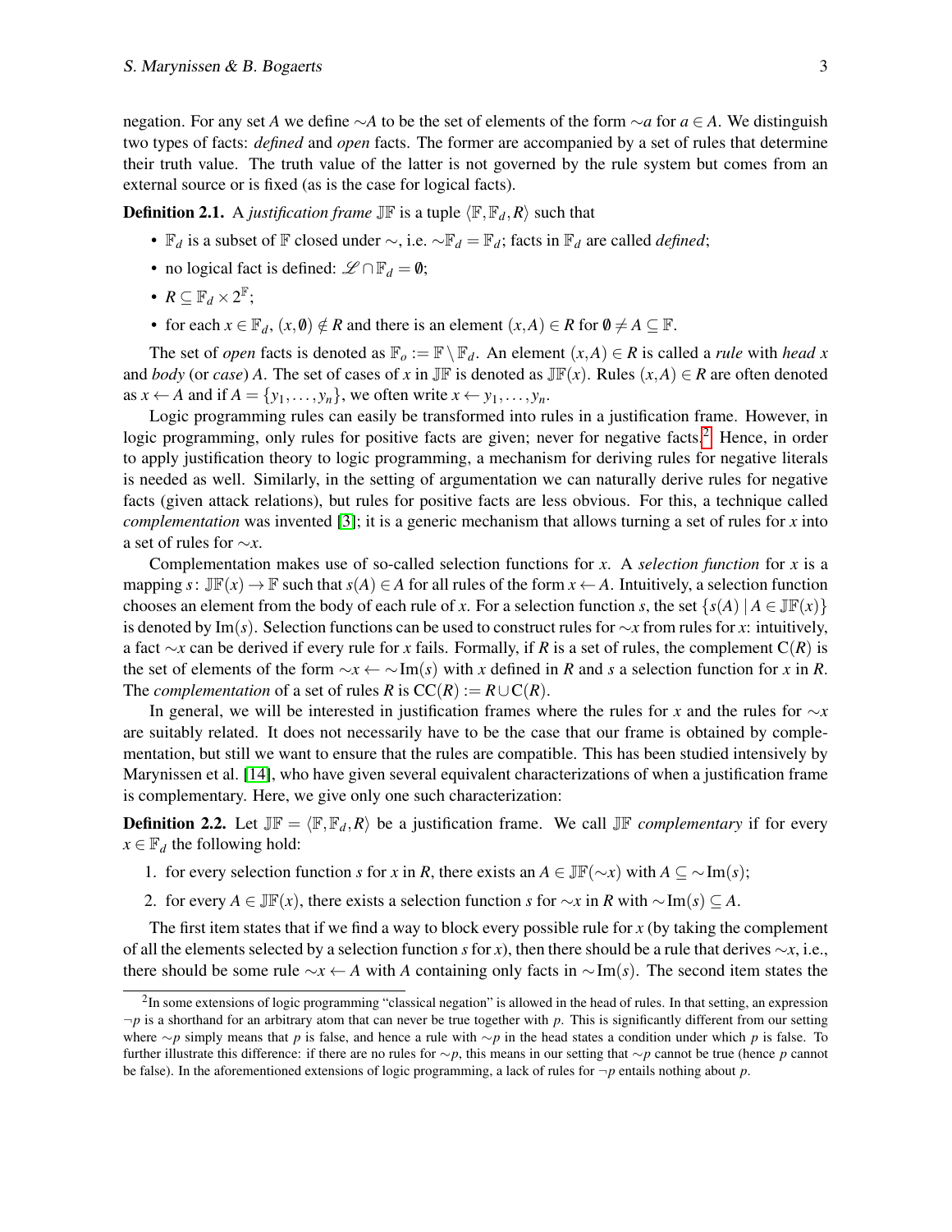negation. For any set $A$ we define $\sim A$ to be the set of elements of the form $\sim a$ for $a \in A$. We distinguish two types of facts: *defined* and *open* facts. The former are accompanied by a set of rules that determine their truth value. The truth value of the latter is not governed by the rule system but comes from an external source or is fixed (as is the case for logical facts).

**Definition 2.1.** A *justification frame* $\mathbb{JF}$ is a tuple $\langle \mathbb{F}, \mathbb{F}_d, R\rangle$ such that

- $\mathbb{F}_d$ is a subset of $\mathbb{F}$ closed under $\sim$, i.e. $\sim\mathbb{F}_d = \mathbb{F}_d$; facts in $\mathbb{F}_d$ are called *defined*;
- no logical fact is defined: $\mathscr{L} \cap \mathbb{F}_d = \emptyset$;
- $R \subseteq \mathbb{F}_d \times 2^{\mathbb{F}}$;
- for each $x \in \mathbb{F}_d$, $(x, \emptyset) \notin R$ and there is an element $(x, A) \in R$ for $\emptyset \neq A \subseteq \mathbb{F}$.

The set of *open* facts is denoted as $\mathbb{F}_o := \mathbb{F} \setminus \mathbb{F}_d$. An element $(x, A) \in R$ is called a *rule* with *head* $x$ and *body* (or *case*) $A$. The set of cases of $x$ in $\mathbb{JF}$ is denoted as $\mathbb{JF}(x)$. Rules $(x, A) \in R$ are often denoted as $x \leftarrow A$ and if $A = \{y_1, \ldots, y_n\}$, we often write $x \leftarrow y_1, \ldots, y_n$.

Logic programming rules can easily be transformed into rules in a justification frame. However, in logic programming, only rules for positive facts are given; never for negative facts.[2] Hence, in order to apply justification theory to logic programming, a mechanism for deriving rules for negative literals is needed as well. Similarly, in the setting of argumentation we can naturally derive rules for negative facts (given attack relations), but rules for positive facts are less obvious. For this, a technique called *complementation* was invented [3]; it is a generic mechanism that allows turning a set of rules for $x$ into a set of rules for $\sim x$.

Complementation makes use of so-called selection functions for $x$. A *selection function* for $x$ is a mapping $s\colon \mathbb{JF}(x) \to \mathbb{F}$ such that $s(A) \in A$ for all rules of the form $x \leftarrow A$. Intuitively, a selection function chooses an element from the body of each rule of $x$. For a selection function $s$, the set $\{s(A) \mid A \in \mathbb{JF}(x)\}$ is denoted by $\mathrm{Im}(s)$. Selection functions can be used to construct rules for $\sim x$ from rules for $x$: intuitively, a fact $\sim x$ can be derived if every rule for $x$ fails. Formally, if $R$ is a set of rules, the complement $\mathrm{C}(R)$ is the set of elements of the form $\sim x \leftarrow \sim\mathrm{Im}(s)$ with $x$ defined in $R$ and $s$ a selection function for $x$ in $R$. The *complementation* of a set of rules $R$ is $\mathrm{CC}(R) := R \cup \mathrm{C}(R)$.

In general, we will be interested in justification frames where the rules for $x$ and the rules for $\sim x$ are suitably related. It does not necessarily have to be the case that our frame is obtained by complementation, but still we want to ensure that the rules are compatible. This has been studied intensively by Marynissen et al. [14], who have given several equivalent characterizations of when a justification frame is complementary. Here, we give only one such characterization:

**Definition 2.2.** Let $\mathbb{JF} = \langle \mathbb{F}, \mathbb{F}_d, R\rangle$ be a justification frame. We call $\mathbb{JF}$ *complementary* if for every $x \in \mathbb{F}_d$ the following hold:

1. for every selection function $s$ for $x$ in $R$, there exists an $A \in \mathbb{JF}(\sim x)$ with $A \subseteq \sim\mathrm{Im}(s)$;
2. for every $A \in \mathbb{JF}(x)$, there exists a selection function $s$ for $\sim x$ in $R$ with $\sim\mathrm{Im}(s) \subseteq A$.

The first item states that if we find a way to block every possible rule for $x$ (by taking the complement of all the elements selected by a selection function $s$ for $x$), then there should be a rule that derives $\sim x$, i.e., there should be some rule $\sim x \leftarrow A$ with $A$ containing only facts in $\sim\mathrm{Im}(s)$. The second item states the

[2] In some extensions of logic programming "classical negation" is allowed in the head of rules. In that setting, an expression $\neg p$ is a shorthand for an arbitrary atom that can never be true together with $p$. This is significantly different from our setting where $\sim p$ simply means that $p$ is false, and hence a rule with $\sim p$ in the head states a condition under which $p$ is false. To further illustrate this difference: if there are no rules for $\sim p$, this means in our setting that $\sim p$ cannot be true (hence $p$ cannot be false). In the aforementioned extensions of logic programming, a lack of rules for $\neg p$ entails nothing about $p$.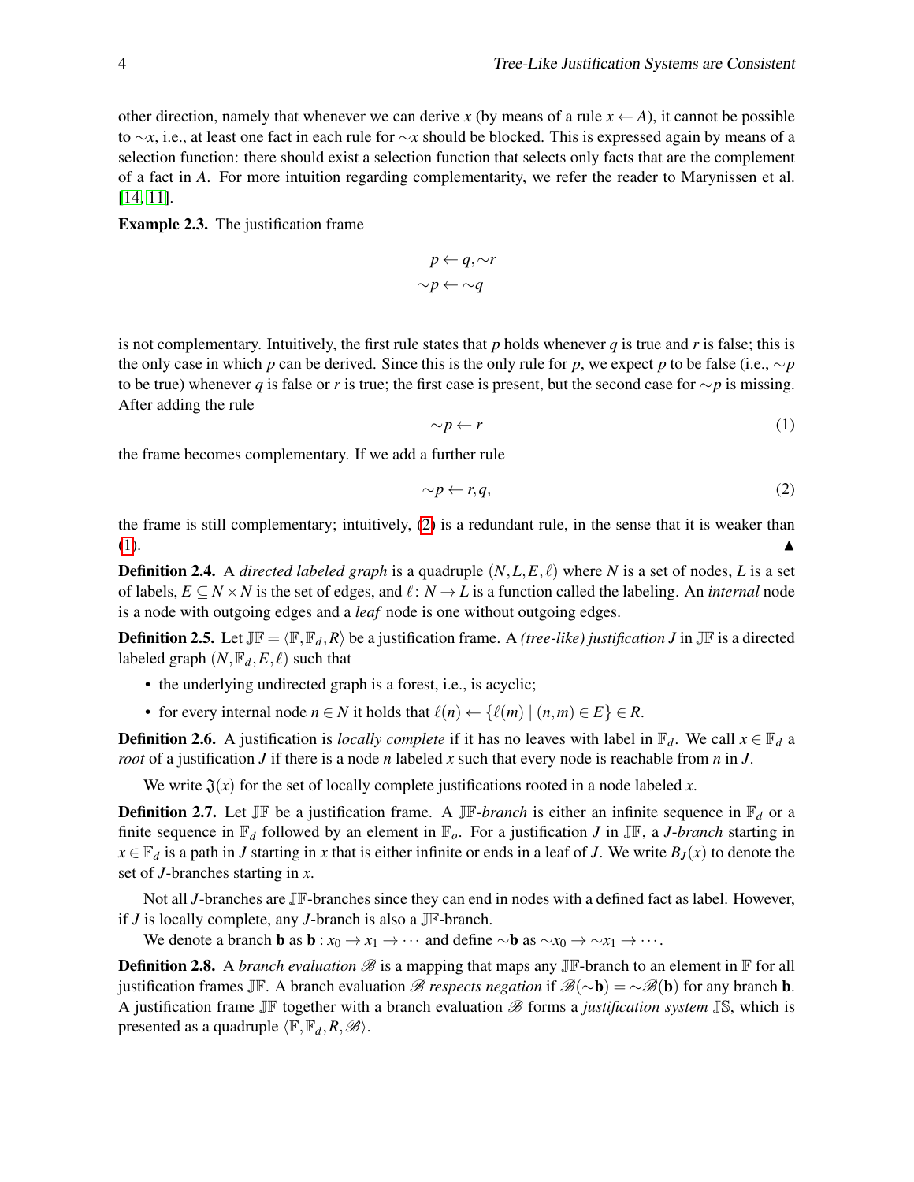other direction, namely that whenever we can derive $x$ (by means of a rule $x \leftarrow A$), it cannot be possible to $\sim x$, i.e., at least one fact in each rule for $\sim x$ should be blocked. This is expressed again by means of a selection function: there should exist a selection function that selects only facts that are the complement of a fact in $A$. For more intuition regarding complementarity, we refer the reader to Marynissen et al. [14, 11].

**Example 2.3.** The justification frame

$$p \leftarrow q, \sim r$$
$$\sim p \leftarrow \sim q$$

is not complementary. Intuitively, the first rule states that $p$ holds whenever $q$ is true and $r$ is false; this is the only case in which $p$ can be derived. Since this is the only rule for $p$, we expect $p$ to be false (i.e., $\sim p$ to be true) whenever $q$ is false or $r$ is true; the first case is present, but the second case for $\sim p$ is missing. After adding the rule

$$\sim p \leftarrow r \tag{1}$$

the frame becomes complementary. If we add a further rule

$$\sim p \leftarrow r, q, \tag{2}$$

the frame is still complementary; intuitively, (2) is a redundant rule, in the sense that it is weaker than (1). ▲

**Definition 2.4.** A *directed labeled graph* is a quadruple $(N, L, E, \ell)$ where $N$ is a set of nodes, $L$ is a set of labels, $E \subseteq N \times N$ is the set of edges, and $\ell \colon N \to L$ is a function called the labeling. An *internal* node is a node with outgoing edges and a *leaf* node is one without outgoing edges.

**Definition 2.5.** Let $\mathbb{JF} = \langle \mathbb{F}, \mathbb{F}_d, R \rangle$ be a justification frame. A *(tree-like) justification* $J$ in $\mathbb{JF}$ is a directed labeled graph $(N, \mathbb{F}_d, E, \ell)$ such that

- the underlying undirected graph is a forest, i.e., is acyclic;
- for every internal node $n \in N$ it holds that $\ell(n) \leftarrow \{\ell(m) \mid (n,m) \in E\} \in R$.

**Definition 2.6.** A justification is *locally complete* if it has no leaves with label in $\mathbb{F}_d$. We call $x \in \mathbb{F}_d$ a *root* of a justification $J$ if there is a node $n$ labeled $x$ such that every node is reachable from $n$ in $J$.

We write $\mathfrak{J}(x)$ for the set of locally complete justifications rooted in a node labeled $x$.

**Definition 2.7.** Let $\mathbb{JF}$ be a justification frame. A $\mathbb{JF}$*-branch* is either an infinite sequence in $\mathbb{F}_d$ or a finite sequence in $\mathbb{F}_d$ followed by an element in $\mathbb{F}_o$. For a justification $J$ in $\mathbb{JF}$, a $J$*-branch* starting in $x \in \mathbb{F}_d$ is a path in $J$ starting in $x$ that is either infinite or ends in a leaf of $J$. We write $B_J(x)$ to denote the set of $J$-branches starting in $x$.

Not all $J$-branches are $\mathbb{JF}$-branches since they can end in nodes with a defined fact as label. However, if $J$ is locally complete, any $J$-branch is also a $\mathbb{JF}$-branch.

We denote a branch $\mathbf{b}$ as $\mathbf{b} : x_0 \to x_1 \to \cdots$ and define $\sim\mathbf{b}$ as $\sim x_0 \to \sim x_1 \to \cdots$.

**Definition 2.8.** A *branch evaluation* $\mathscr{B}$ is a mapping that maps any $\mathbb{JF}$-branch to an element in $\mathbb{F}$ for all justification frames $\mathbb{JF}$. A branch evaluation $\mathscr{B}$ *respects negation* if $\mathscr{B}(\sim\mathbf{b}) = \sim\mathscr{B}(\mathbf{b})$ for any branch $\mathbf{b}$. A justification frame $\mathbb{JF}$ together with a branch evaluation $\mathscr{B}$ forms a *justification system* $\mathbb{JS}$, which is presented as a quadruple $\langle \mathbb{F}, \mathbb{F}_d, R, \mathscr{B} \rangle$.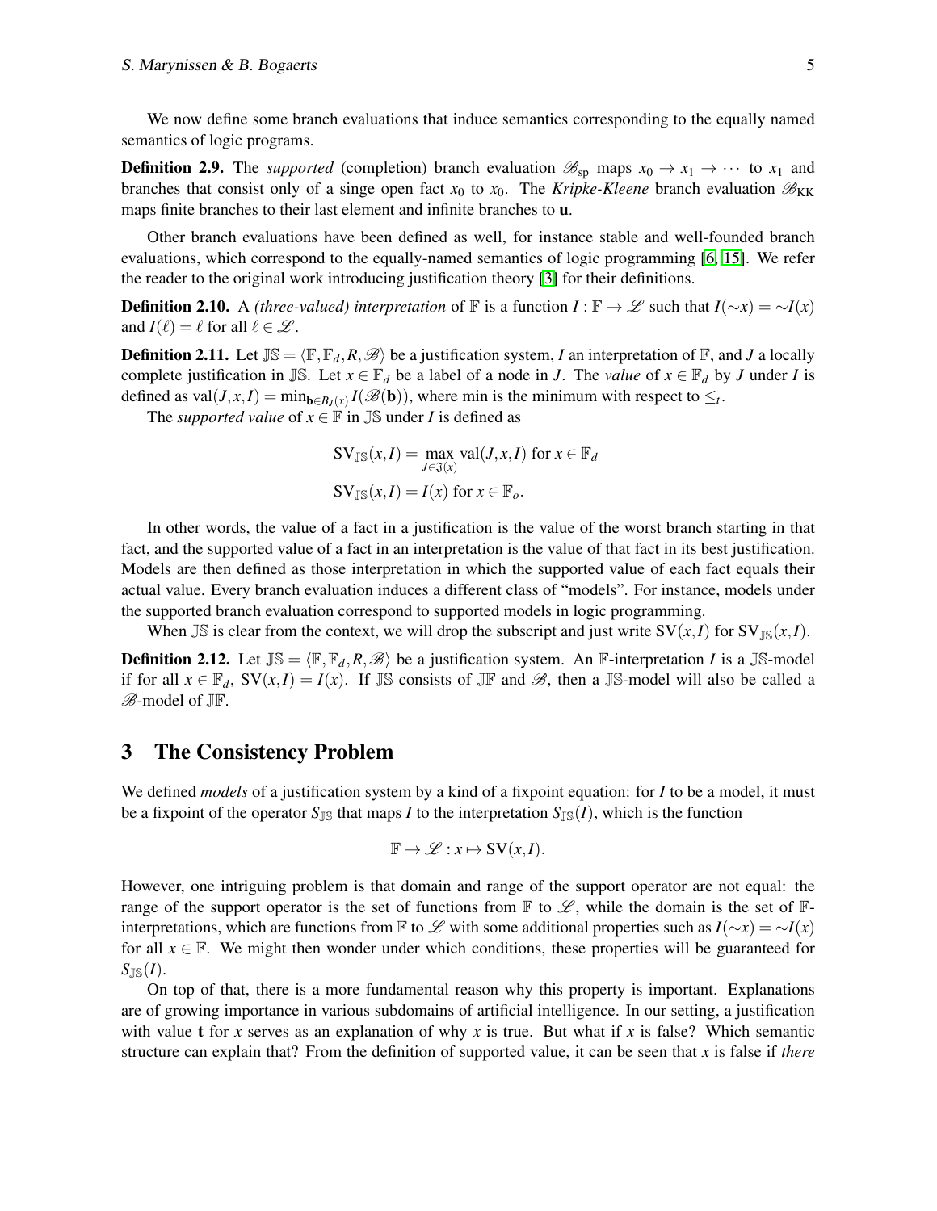We now define some branch evaluations that induce semantics corresponding to the equally named semantics of logic programs.

**Definition 2.9.** The *supported* (completion) branch evaluation $\mathscr{B}_{\mathrm{sp}}$ maps $x_0 \to x_1 \to \cdots$ to $x_1$ and branches that consist only of a singe open fact $x_0$ to $x_0$. The *Kripke-Kleene* branch evaluation $\mathscr{B}_{\mathrm{KK}}$ maps finite branches to their last element and infinite branches to $\mathbf{u}$.

Other branch evaluations have been defined as well, for instance stable and well-founded branch evaluations, which correspond to the equally-named semantics of logic programming [6, 15]. We refer the reader to the original work introducing justification theory [3] for their definitions.

**Definition 2.10.** A *(three-valued) interpretation* of $\mathbb{F}$ is a function $I : \mathbb{F} \to \mathscr{L}$ such that $I(\sim x) = \sim I(x)$ and $I(\ell) = \ell$ for all $\ell \in \mathscr{L}$.

**Definition 2.11.** Let $\mathbb{JS} = \langle \mathbb{F}, \mathbb{F}_d, R, \mathscr{B} \rangle$ be a justification system, $I$ an interpretation of $\mathbb{F}$, and $J$ a locally complete justification in $\mathbb{JS}$. Let $x \in \mathbb{F}_d$ be a label of a node in $J$. The *value* of $x \in \mathbb{F}_d$ by $J$ under $I$ is defined as $\mathrm{val}(J, x, I) = \min_{\mathbf{b} \in B_J(x)} I(\mathscr{B}(\mathbf{b}))$, where min is the minimum with respect to $\leq_t$.

The *supported value* of $x \in \mathbb{F}$ in $\mathbb{JS}$ under $I$ is defined as

$$\mathrm{SV}_{\mathbb{JS}}(x, I) = \max_{J \in \mathfrak{J}(x)} \mathrm{val}(J, x, I) \text{ for } x \in \mathbb{F}_d$$

$$\mathrm{SV}_{\mathbb{JS}}(x, I) = I(x) \text{ for } x \in \mathbb{F}_o.$$

In other words, the value of a fact in a justification is the value of the worst branch starting in that fact, and the supported value of a fact in an interpretation is the value of that fact in its best justification. Models are then defined as those interpretation in which the supported value of each fact equals their actual value. Every branch evaluation induces a different class of "models". For instance, models under the supported branch evaluation correspond to supported models in logic programming.

When $\mathbb{JS}$ is clear from the context, we will drop the subscript and just write $\mathrm{SV}(x, I)$ for $\mathrm{SV}_{\mathbb{JS}}(x, I)$.

**Definition 2.12.** Let $\mathbb{JS} = \langle \mathbb{F}, \mathbb{F}_d, R, \mathscr{B} \rangle$ be a justification system. An $\mathbb{F}$-interpretation $I$ is a $\mathbb{JS}$-model if for all $x \in \mathbb{F}_d$, $\mathrm{SV}(x, I) = I(x)$. If $\mathbb{JS}$ consists of $\mathbb{JF}$ and $\mathscr{B}$, then a $\mathbb{JS}$-model will also be called a $\mathscr{B}$-model of $\mathbb{JF}$.

## 3 The Consistency Problem

We defined *models* of a justification system by a kind of a fixpoint equation: for $I$ to be a model, it must be a fixpoint of the operator $S_{\mathbb{JS}}$ that maps $I$ to the interpretation $S_{\mathbb{JS}}(I)$, which is the function

$$\mathbb{F} \to \mathscr{L} : x \mapsto \mathrm{SV}(x, I).$$

However, one intriguing problem is that domain and range of the support operator are not equal: the range of the support operator is the set of functions from $\mathbb{F}$ to $\mathscr{L}$, while the domain is the set of $\mathbb{F}$-interpretations, which are functions from $\mathbb{F}$ to $\mathscr{L}$ with some additional properties such as $I(\sim x) = \sim I(x)$ for all $x \in \mathbb{F}$. We might then wonder under which conditions, these properties will be guaranteed for $S_{\mathbb{JS}}(I)$.

On top of that, there is a more fundamental reason why this property is important. Explanations are of growing importance in various subdomains of artificial intelligence. In our setting, a justification with value $\mathbf{t}$ for $x$ serves as an explanation of why $x$ is true. But what if $x$ is false? Which semantic structure can explain that? From the definition of supported value, it can be seen that $x$ is false if *there*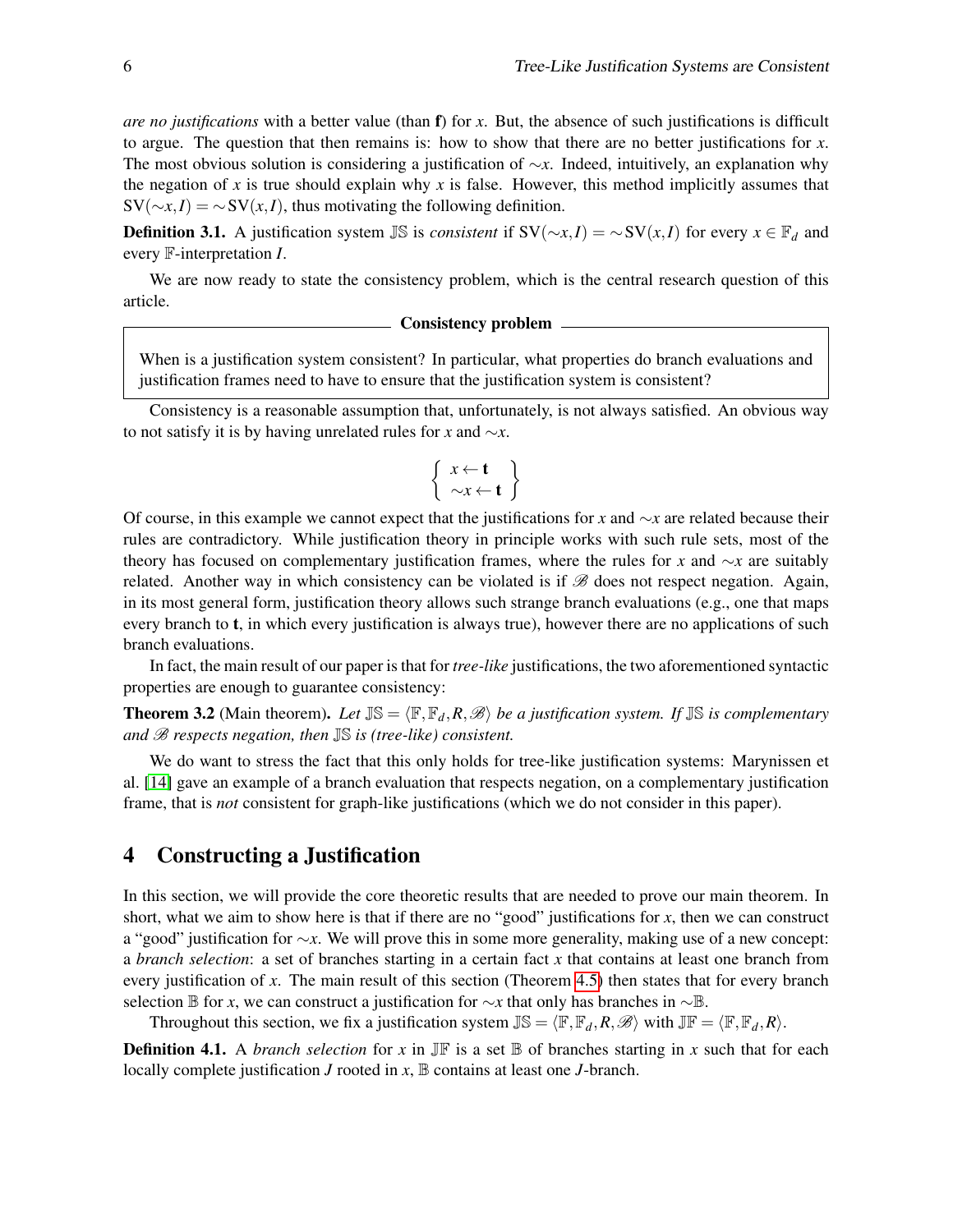*are no justifications* with a better value (than $\mathbf{f}$) for $x$. But, the absence of such justifications is difficult to argue. The question that then remains is: how to show that there are no better justifications for $x$. The most obvious solution is considering a justification of $\sim x$. Indeed, intuitively, an explanation why the negation of $x$ is true should explain why $x$ is false. However, this method implicitly assumes that $\mathrm{SV}(\sim x, I) = \sim \mathrm{SV}(x, I)$, thus motivating the following definition.

**Definition 3.1.** A justification system $\mathbb{JS}$ is *consistent* if $\mathrm{SV}(\sim x, I) = \sim \mathrm{SV}(x, I)$ for every $x \in \mathbb{F}_d$ and every $\mathbb{F}$-interpretation $I$.

We are now ready to state the consistency problem, which is the central research question of this article.

**Consistency problem**

> When is a justification system consistent? In particular, what properties do branch evaluations and justification frames need to have to ensure that the justification system is consistent?

Consistency is a reasonable assumption that, unfortunately, is not always satisfied. An obvious way to not satisfy it is by having unrelated rules for $x$ and $\sim x$.

$$\left\{ \begin{array}{l} x \leftarrow \mathbf{t} \\ \sim x \leftarrow \mathbf{t} \end{array} \right\}$$

Of course, in this example we cannot expect that the justifications for $x$ and $\sim x$ are related because their rules are contradictory. While justification theory in principle works with such rule sets, most of the theory has focused on complementary justification frames, where the rules for $x$ and $\sim x$ are suitably related. Another way in which consistency can be violated is if $\mathscr{B}$ does not respect negation. Again, in its most general form, justification theory allows such strange branch evaluations (e.g., one that maps every branch to $\mathbf{t}$, in which every justification is always true), however there are no applications of such branch evaluations.

In fact, the main result of our paper is that for *tree-like* justifications, the two aforementioned syntactic properties are enough to guarantee consistency:

**Theorem 3.2** (Main theorem). *Let $\mathbb{JS} = \langle \mathbb{F}, \mathbb{F}_d, R, \mathscr{B} \rangle$ be a justification system. If $\mathbb{JS}$ is complementary and $\mathscr{B}$ respects negation, then $\mathbb{JS}$ is (tree-like) consistent.*

We do want to stress the fact that this only holds for tree-like justification systems: Marynissen et al. [14] gave an example of a branch evaluation that respects negation, on a complementary justification frame, that is *not* consistent for graph-like justifications (which we do not consider in this paper).

## 4 Constructing a Justification

In this section, we will provide the core theoretic results that are needed to prove our main theorem. In short, what we aim to show here is that if there are no "good" justifications for $x$, then we can construct a "good" justification for $\sim x$. We will prove this in some more generality, making use of a new concept: a *branch selection*: a set of branches starting in a certain fact $x$ that contains at least one branch from every justification of $x$. The main result of this section (Theorem 4.5) then states that for every branch selection $\mathbb{B}$ for $x$, we can construct a justification for $\sim x$ that only has branches in $\sim \mathbb{B}$.

Throughout this section, we fix a justification system $\mathbb{JS} = \langle \mathbb{F}, \mathbb{F}_d, R, \mathscr{B} \rangle$ with $\mathbb{JF} = \langle \mathbb{F}, \mathbb{F}_d, R \rangle$.

**Definition 4.1.** A *branch selection* for $x$ in $\mathbb{JF}$ is a set $\mathbb{B}$ of branches starting in $x$ such that for each locally complete justification $J$ rooted in $x$, $\mathbb{B}$ contains at least one $J$-branch.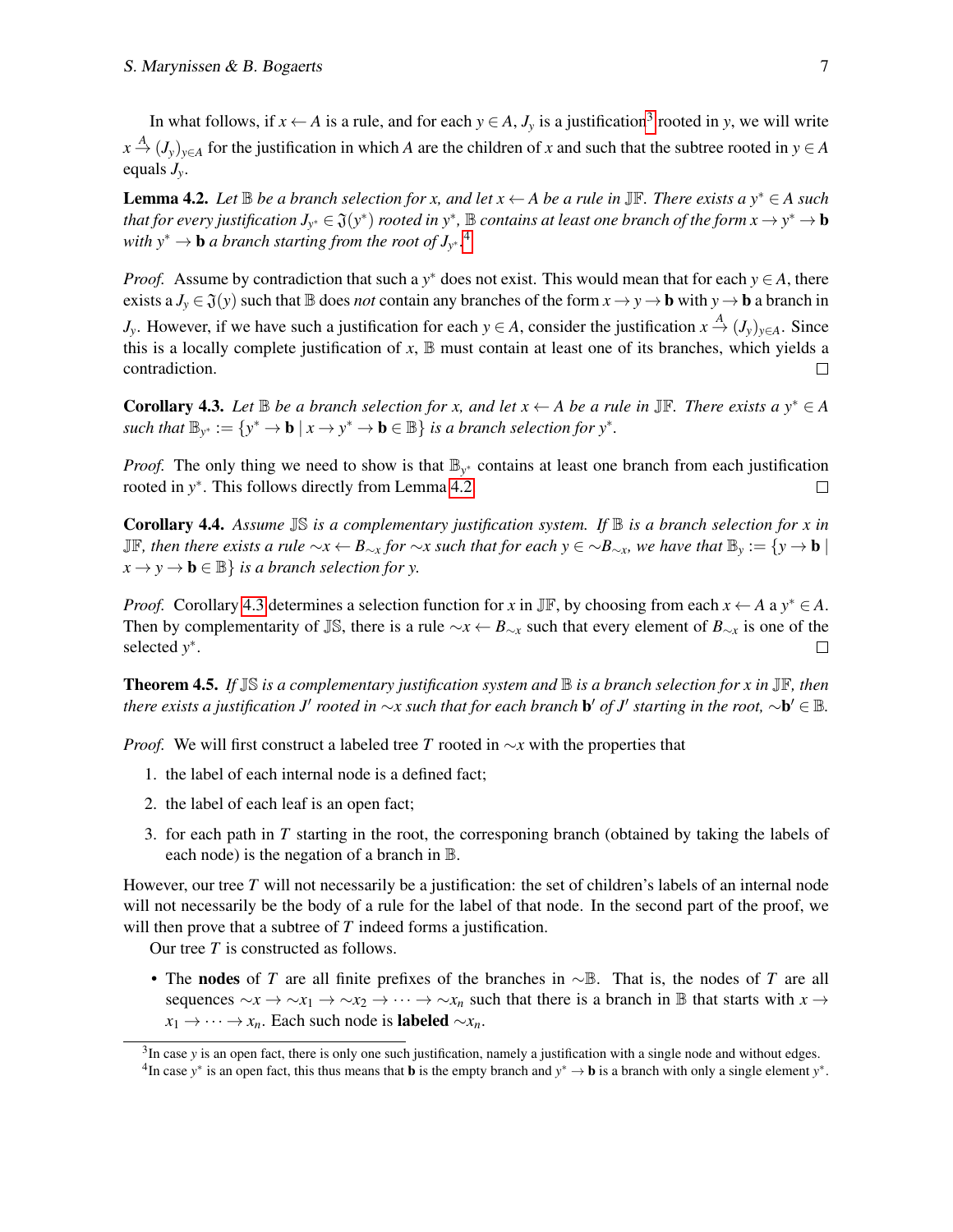In what follows, if $x \leftarrow A$ is a rule, and for each $y \in A$, $J_y$ is a justification[3] rooted in $y$, we will write $x \xrightarrow{A} (J_y)_{y\in A}$ for the justification in which $A$ are the children of $x$ and such that the subtree rooted in $y \in A$ equals $J_y$.

**Lemma 4.2.** *Let $\mathbb{B}$ be a branch selection for $x$, and let $x \leftarrow A$ be a rule in $\mathbb{JF}$. There exists a $y^* \in A$ such that for every justification $J_{y^*} \in \mathfrak{J}(y^*)$ rooted in $y^*$, $\mathbb{B}$ contains at least one branch of the form $x \to y^* \to \mathbf{b}$ with $y^* \to \mathbf{b}$ a branch starting from the root of $J_{y^*}$.*[4]

*Proof.* Assume by contradiction that such a $y^*$ does not exist. This would mean that for each $y \in A$, there exists a $J_y \in \mathfrak{J}(y)$ such that $\mathbb{B}$ does *not* contain any branches of the form $x \to y \to \mathbf{b}$ with $y \to \mathbf{b}$ a branch in $J_y$. However, if we have such a justification for each $y \in A$, consider the justification $x \xrightarrow{A} (J_y)_{y\in A}$. Since this is a locally complete justification of $x$, $\mathbb{B}$ must contain at least one of its branches, which yields a contradiction. □

**Corollary 4.3.** *Let $\mathbb{B}$ be a branch selection for $x$, and let $x \leftarrow A$ be a rule in $\mathbb{JF}$. There exists a $y^* \in A$ such that $\mathbb{B}_{y^*} := \{y^* \to \mathbf{b} \mid x \to y^* \to \mathbf{b} \in \mathbb{B}\}$ is a branch selection for $y^*$.*

*Proof.* The only thing we need to show is that $\mathbb{B}_{y^*}$ contains at least one branch from each justification rooted in $y^*$. This follows directly from Lemma 4.2. □

**Corollary 4.4.** *Assume $\mathbb{JS}$ is a complementary justification system. If $\mathbb{B}$ is a branch selection for $x$ in $\mathbb{JF}$, then there exists a rule $\sim x \leftarrow B_{\sim x}$ for $\sim x$ such that for each $y \in \sim B_{\sim x}$, we have that $\mathbb{B}_y := \{y \to \mathbf{b} \mid x \to y \to \mathbf{b} \in \mathbb{B}\}$ is a branch selection for $y$.*

*Proof.* Corollary 4.3 determines a selection function for $x$ in $\mathbb{JF}$, by choosing from each $x \leftarrow A$ a $y^* \in A$. Then by complementarity of $\mathbb{JS}$, there is a rule $\sim x \leftarrow B_{\sim x}$ such that every element of $B_{\sim x}$ is one of the selected $y^*$. □

**Theorem 4.5.** *If $\mathbb{JS}$ is a complementary justification system and $\mathbb{B}$ is a branch selection for $x$ in $\mathbb{JF}$, then there exists a justification $J'$ rooted in $\sim x$ such that for each branch $\mathbf{b}'$ of $J'$ starting in the root, $\sim \mathbf{b}' \in \mathbb{B}$.*

*Proof.* We will first construct a labeled tree $T$ rooted in $\sim x$ with the properties that

1. the label of each internal node is a defined fact;
2. the label of each leaf is an open fact;
3. for each path in $T$ starting in the root, the corresponing branch (obtained by taking the labels of each node) is the negation of a branch in $\mathbb{B}$.

However, our tree $T$ will not necessarily be a justification: the set of children's labels of an internal node will not necessarily be the body of a rule for the label of that node. In the second part of the proof, we will then prove that a subtree of $T$ indeed forms a justification.

Our tree $T$ is constructed as follows.

- The **nodes** of $T$ are all finite prefixes of the branches in $\sim\mathbb{B}$. That is, the nodes of $T$ are all sequences $\sim x \to \sim x_1 \to \sim x_2 \to \cdots \to \sim x_n$ such that there is a branch in $\mathbb{B}$ that starts with $x \to x_1 \to \cdots \to x_n$. Each such node is **labeled** $\sim x_n$.

---

[3] In case $y$ is an open fact, there is only one such justification, namely a justification with a single node and without edges.

[4] In case $y^*$ is an open fact, this thus means that $\mathbf{b}$ is the empty branch and $y^* \to \mathbf{b}$ is a branch with only a single element $y^*$.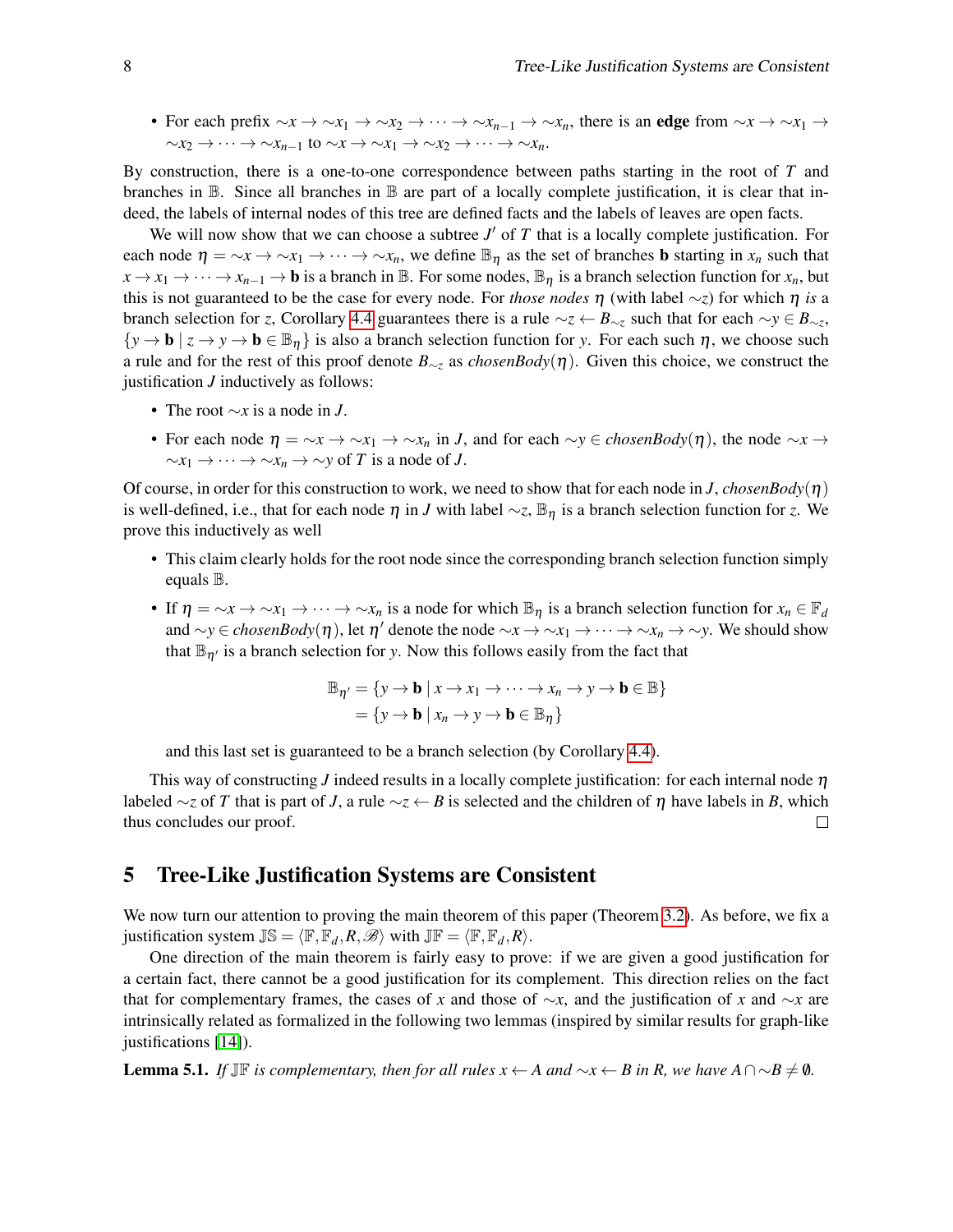- For each prefix $\sim x \to \sim x_1 \to \sim x_2 \to \cdots \to \sim x_{n-1} \to \sim x_n$, there is an **edge** from $\sim x \to \sim x_1 \to \sim x_2 \to \cdots \to \sim x_{n-1}$ to $\sim x \to \sim x_1 \to \sim x_2 \to \cdots \to \sim x_n$.

By construction, there is a one-to-one correspondence between paths starting in the root of $T$ and branches in $\mathbb{B}$. Since all branches in $\mathbb{B}$ are part of a locally complete justification, it is clear that indeed, the labels of internal nodes of this tree are defined facts and the labels of leaves are open facts.

We will now show that we can choose a subtree $J'$ of $T$ that is a locally complete justification. For each node $\eta = \sim x \to \sim x_1 \to \cdots \to \sim x_n$, we define $\mathbb{B}_\eta$ as the set of branches $\mathbf{b}$ starting in $x_n$ such that $x \to x_1 \to \cdots \to x_{n-1} \to \mathbf{b}$ is a branch in $\mathbb{B}$. For some nodes, $\mathbb{B}_\eta$ is a branch selection function for $x_n$, but this is not guaranteed to be the case for every node. For *those nodes* $\eta$ (with label $\sim z$) for which $\eta$ *is* a branch selection for $z$, Corollary 4.4 guarantees there is a rule $\sim z \leftarrow B_{\sim z}$ such that for each $\sim y \in B_{\sim z}$, $\{y \to \mathbf{b} \mid z \to y \to \mathbf{b} \in \mathbb{B}_\eta\}$ is also a branch selection function for $y$. For each such $\eta$, we choose such a rule and for the rest of this proof denote $B_{\sim z}$ as $\mathit{chosenBody}(\eta)$. Given this choice, we construct the justification $J$ inductively as follows:

- The root $\sim x$ is a node in $J$.
- For each node $\eta = \sim x \to \sim x_1 \to \sim x_n$ in $J$, and for each $\sim y \in \mathit{chosenBody}(\eta)$, the node $\sim x \to \sim x_1 \to \cdots \to \sim x_n \to \sim y$ of $T$ is a node of $J$.

Of course, in order for this construction to work, we need to show that for each node in $J$, $\mathit{chosenBody}(\eta)$ is well-defined, i.e., that for each node $\eta$ in $J$ with label $\sim z$, $\mathbb{B}_\eta$ is a branch selection function for $z$. We prove this inductively as well

- This claim clearly holds for the root node since the corresponding branch selection function simply equals $\mathbb{B}$.
- If $\eta = \sim x \to \sim x_1 \to \cdots \to \sim x_n$ is a node for which $\mathbb{B}_\eta$ is a branch selection function for $x_n \in \mathbb{F}_d$ and $\sim y \in \mathit{chosenBody}(\eta)$, let $\eta'$ denote the node $\sim x \to \sim x_1 \to \cdots \to \sim x_n \to \sim y$. We should show that $\mathbb{B}_{\eta'}$ is a branch selection for $y$. Now this follows easily from the fact that

$$\begin{aligned}\mathbb{B}_{\eta'} &= \{y \to \mathbf{b} \mid x \to x_1 \to \cdots \to x_n \to y \to \mathbf{b} \in \mathbb{B}\}\\ &= \{y \to \mathbf{b} \mid x_n \to y \to \mathbf{b} \in \mathbb{B}_\eta\}\end{aligned}$$

  and this last set is guaranteed to be a branch selection (by Corollary 4.4).

This way of constructing $J$ indeed results in a locally complete justification: for each internal node $\eta$ labeled $\sim z$ of $T$ that is part of $J$, a rule $\sim z \leftarrow B$ is selected and the children of $\eta$ have labels in $B$, which thus concludes our proof. □

## 5 Tree-Like Justification Systems are Consistent

We now turn our attention to proving the main theorem of this paper (Theorem 3.2). As before, we fix a justification system $\mathbb{JS} = \langle \mathbb{F}, \mathbb{F}_d, R, \mathscr{B} \rangle$ with $\mathbb{JF} = \langle \mathbb{F}, \mathbb{F}_d, R \rangle$.

One direction of the main theorem is fairly easy to prove: if we are given a good justification for a certain fact, there cannot be a good justification for its complement. This direction relies on the fact that for complementary frames, the cases of $x$ and those of $\sim x$, and the justification of $x$ and $\sim x$ are intrinsically related as formalized in the following two lemmas (inspired by similar results for graph-like justifications [14]).

**Lemma 5.1.** *If $\mathbb{JF}$ is complementary, then for all rules $x \leftarrow A$ and $\sim x \leftarrow B$ in $R$, we have $A \cap \sim B \neq \emptyset$.*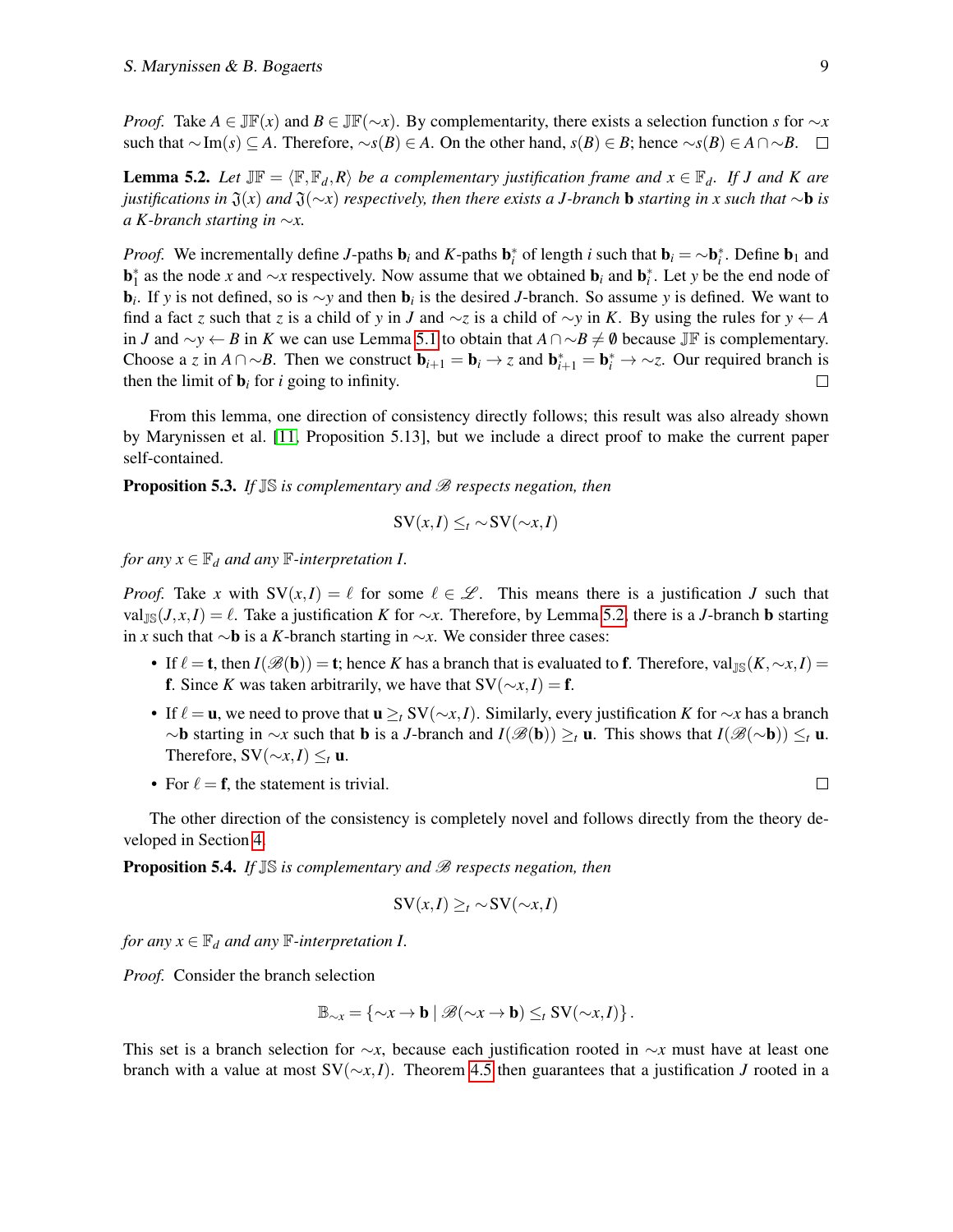*Proof.* Take $A \in \mathbb{JF}(x)$ and $B \in \mathbb{JF}(\sim x)$. By complementarity, there exists a selection function $s$ for $\sim x$ such that $\sim \mathrm{Im}(s) \subseteq A$. Therefore, $\sim s(B) \in A$. On the other hand, $s(B) \in B$; hence $\sim s(B) \in A \cap \sim B$. $\square$

**Lemma 5.2.** *Let $\mathbb{JF} = \langle \mathbb{F}, \mathbb{F}_d, R \rangle$ be a complementary justification frame and $x \in \mathbb{F}_d$. If $J$ and $K$ are justifications in $\mathfrak{J}(x)$ and $\mathfrak{J}(\sim x)$ respectively, then there exists a $J$-branch $\mathbf{b}$ starting in $x$ such that $\sim \mathbf{b}$ is a $K$-branch starting in $\sim x$.*

*Proof.* We incrementally define $J$-paths $\mathbf{b}_i$ and $K$-paths $\mathbf{b}^*_i$ of length $i$ such that $\mathbf{b}_i = \sim \mathbf{b}^*_i$. Define $\mathbf{b}_1$ and $\mathbf{b}^*_1$ as the node $x$ and $\sim x$ respectively. Now assume that we obtained $\mathbf{b}_i$ and $\mathbf{b}^*_i$. Let $y$ be the end node of $\mathbf{b}_i$. If $y$ is not defined, so is $\sim y$ and then $\mathbf{b}_i$ is the desired $J$-branch. So assume $y$ is defined. We want to find a fact $z$ such that $z$ is a child of $y$ in $J$ and $\sim z$ is a child of $\sim y$ in $K$. By using the rules for $y \leftarrow A$ in $J$ and $\sim y \leftarrow B$ in $K$ we can use Lemma 5.1 to obtain that $A \cap \sim B \neq \emptyset$ because $\mathbb{JF}$ is complementary. Choose a $z$ in $A \cap \sim B$. Then we construct $\mathbf{b}_{i+1} = \mathbf{b}_i \to z$ and $\mathbf{b}^*_{i+1} = \mathbf{b}^*_i \to \sim z$. Our required branch is then the limit of $\mathbf{b}_i$ for $i$ going to infinity. $\square$

From this lemma, one direction of consistency directly follows; this result was also already shown by Marynissen et al. [11, Proposition 5.13], but we include a direct proof to make the current paper self-contained.

**Proposition 5.3.** *If $\mathbb{JS}$ is complementary and $\mathscr{B}$ respects negation, then*

$$\mathrm{SV}(x,I) \leq_t \sim \mathrm{SV}(\sim x, I)$$

*for any $x \in \mathbb{F}_d$ and any $\mathbb{F}$-interpretation $I$.*

*Proof.* Take $x$ with $\mathrm{SV}(x,I) = \ell$ for some $\ell \in \mathscr{L}$. This means there is a justification $J$ such that $\mathrm{val}_{\mathbb{JS}}(J,x,I) = \ell$. Take a justification $K$ for $\sim x$. Therefore, by Lemma 5.2, there is a $J$-branch $\mathbf{b}$ starting in $x$ such that $\sim \mathbf{b}$ is a $K$-branch starting in $\sim x$. We consider three cases:

- If $\ell = \mathbf{t}$, then $I(\mathscr{B}(\mathbf{b})) = \mathbf{t}$; hence $K$ has a branch that is evaluated to $\mathbf{f}$. Therefore, $\mathrm{val}_{\mathbb{JS}}(K, \sim x, I) = \mathbf{f}$. Since $K$ was taken arbitrarily, we have that $\mathrm{SV}(\sim x, I) = \mathbf{f}$.
- If $\ell = \mathbf{u}$, we need to prove that $\mathbf{u} \geq_t \mathrm{SV}(\sim x, I)$. Similarly, every justification $K$ for $\sim x$ has a branch $\sim \mathbf{b}$ starting in $\sim x$ such that $\mathbf{b}$ is a $J$-branch and $I(\mathscr{B}(\mathbf{b})) \geq_t \mathbf{u}$. This shows that $I(\mathscr{B}(\sim \mathbf{b})) \leq_t \mathbf{u}$. Therefore, $\mathrm{SV}(\sim x, I) \leq_t \mathbf{u}$.
- For $\ell = \mathbf{f}$, the statement is trivial. $\square$

The other direction of the consistency is completely novel and follows directly from the theory developed in Section 4.

**Proposition 5.4.** *If $\mathbb{JS}$ is complementary and $\mathscr{B}$ respects negation, then*

$$\mathrm{SV}(x,I) \geq_t \sim \mathrm{SV}(\sim x, I)$$

*for any $x \in \mathbb{F}_d$ and any $\mathbb{F}$-interpretation $I$.*

*Proof.* Consider the branch selection

$$\mathbb{B}_{\sim x} = \{ \sim x \to \mathbf{b} \mid \mathscr{B}(\sim x \to \mathbf{b}) \leq_t \mathrm{SV}(\sim x, I) \}.$$

This set is a branch selection for $\sim x$, because each justification rooted in $\sim x$ must have at least one branch with a value at most $\mathrm{SV}(\sim x, I)$. Theorem 4.5 then guarantees that a justification $J$ rooted in a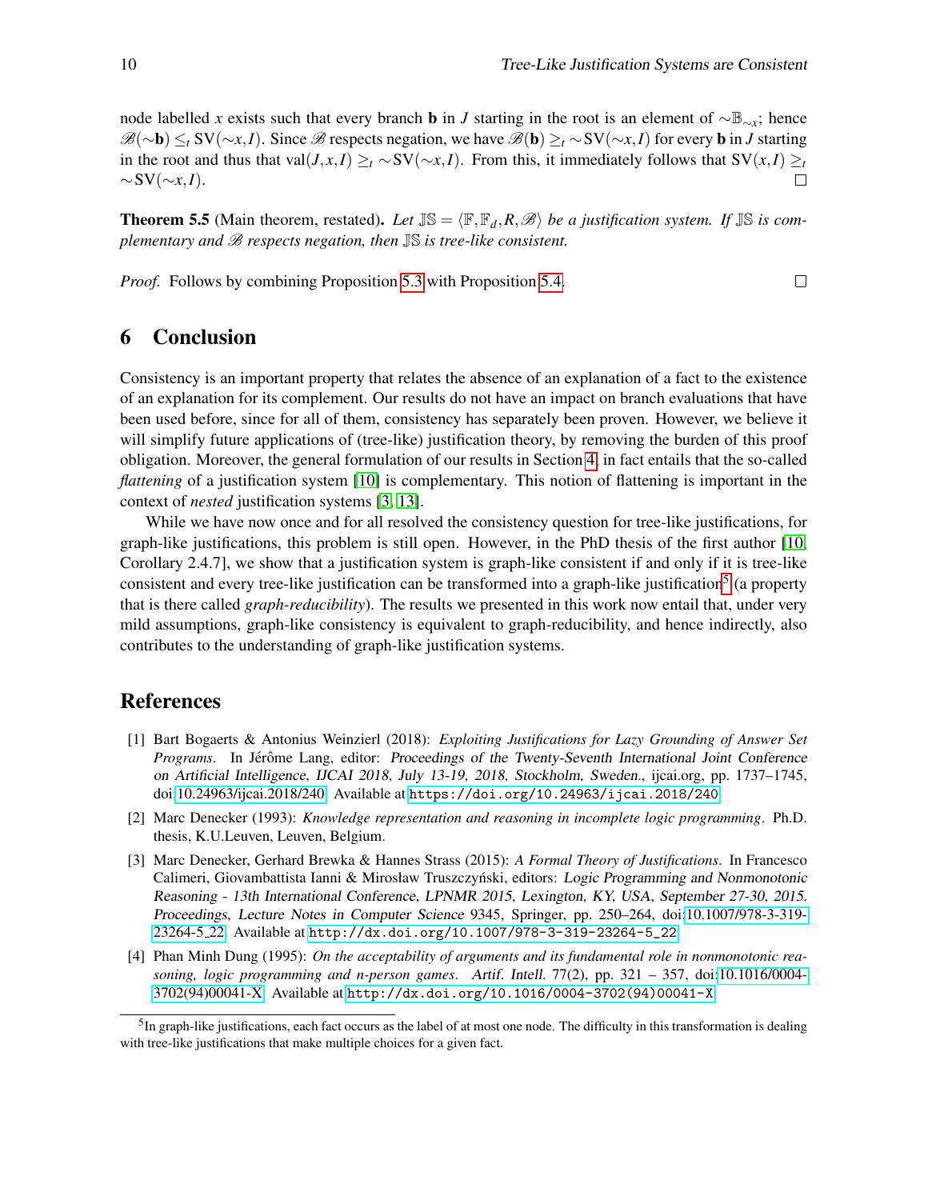node labelled $x$ exists such that every branch $\mathbf{b}$ in $J$ starting in the root is an element of $\sim\mathbb{B}_{\sim x}$; hence $\mathscr{B}(\sim\mathbf{b}) \leq_t \mathrm{SV}(\sim x, I)$. Since $\mathscr{B}$ respects negation, we have $\mathscr{B}(\mathbf{b}) \geq_t \sim\mathrm{SV}(\sim x, I)$ for every $\mathbf{b}$ in $J$ starting in the root and thus that $\mathrm{val}(J, x, I) \geq_t \sim\mathrm{SV}(\sim x, I)$. From this, it immediately follows that $\mathrm{SV}(x, I) \geq_t \sim\mathrm{SV}(\sim x, I)$. □

**Theorem 5.5** (Main theorem, restated). *Let $\mathbb{JS} = \langle \mathbb{F}, \mathbb{F}_d, R, \mathscr{B} \rangle$ be a justification system. If $\mathbb{JS}$ is complementary and $\mathscr{B}$ respects negation, then $\mathbb{JS}$ is tree-like consistent.*

*Proof.* Follows by combining Proposition 5.3 with Proposition 5.4. □

## 6 Conclusion

Consistency is an important property that relates the absence of an explanation of a fact to the existence of an explanation for its complement. Our results do not have an impact on branch evaluations that have been used before, since for all of them, consistency has separately been proven. However, we believe it will simplify future applications of (tree-like) justification theory, by removing the burden of this proof obligation. Moreover, the general formulation of our results in Section 4, in fact entails that the so-called *flattening* of a justification system [10] is complementary. This notion of flattening is important in the context of *nested* justification systems [3, 13].

While we have now once and for all resolved the consistency question for tree-like justifications, for graph-like justifications, this problem is still open. However, in the PhD thesis of the first author [10, Corollary 2.4.7], we show that a justification system is graph-like consistent if and only if it is tree-like consistent and every tree-like justification can be transformed into a graph-like justification[5] (a property that is there called *graph-reducibility*). The results we presented in this work now entail that, under very mild assumptions, graph-like consistency is equivalent to graph-reducibility, and hence indirectly, also contributes to the understanding of graph-like justification systems.

## References

[1] Bart Bogaerts & Antonius Weinzierl (2018): *Exploiting Justifications for Lazy Grounding of Answer Set Programs*. In Jérôme Lang, editor: Proceedings of the Twenty-Seventh International Joint Conference on Artificial Intelligence, IJCAI 2018, July 13-19, 2018, Stockholm, Sweden., ijcai.org, pp. 1737–1745, doi:10.24963/ijcai.2018/240. Available at `https://doi.org/10.24963/ijcai.2018/240`.

[2] Marc Denecker (1993): *Knowledge representation and reasoning in incomplete logic programming*. Ph.D. thesis, K.U.Leuven, Leuven, Belgium.

[3] Marc Denecker, Gerhard Brewka & Hannes Strass (2015): *A Formal Theory of Justifications*. In Francesco Calimeri, Giovambattista Ianni & Mirosław Truszczyński, editors: Logic Programming and Nonmonotonic Reasoning - 13th International Conference, LPNMR 2015, Lexington, KY, USA, September 27-30, 2015. Proceedings, Lecture Notes in Computer Science 9345, Springer, pp. 250–264, doi:10.1007/978-3-319-23264-5_22. Available at `http://dx.doi.org/10.1007/978-3-319-23264-5_22`.

[4] Phan Minh Dung (1995): *On the acceptability of arguments and its fundamental role in nonmonotonic reasoning, logic programming and n-person games*. Artif. Intell. 77(2), pp. 321 – 357, doi:10.1016/0004-3702(94)00041-X. Available at `http://dx.doi.org/10.1016/0004-3702(94)00041-X`.

[5] In graph-like justifications, each fact occurs as the label of at most one node. The difficulty in this transformation is dealing with tree-like justifications that make multiple choices for a given fact.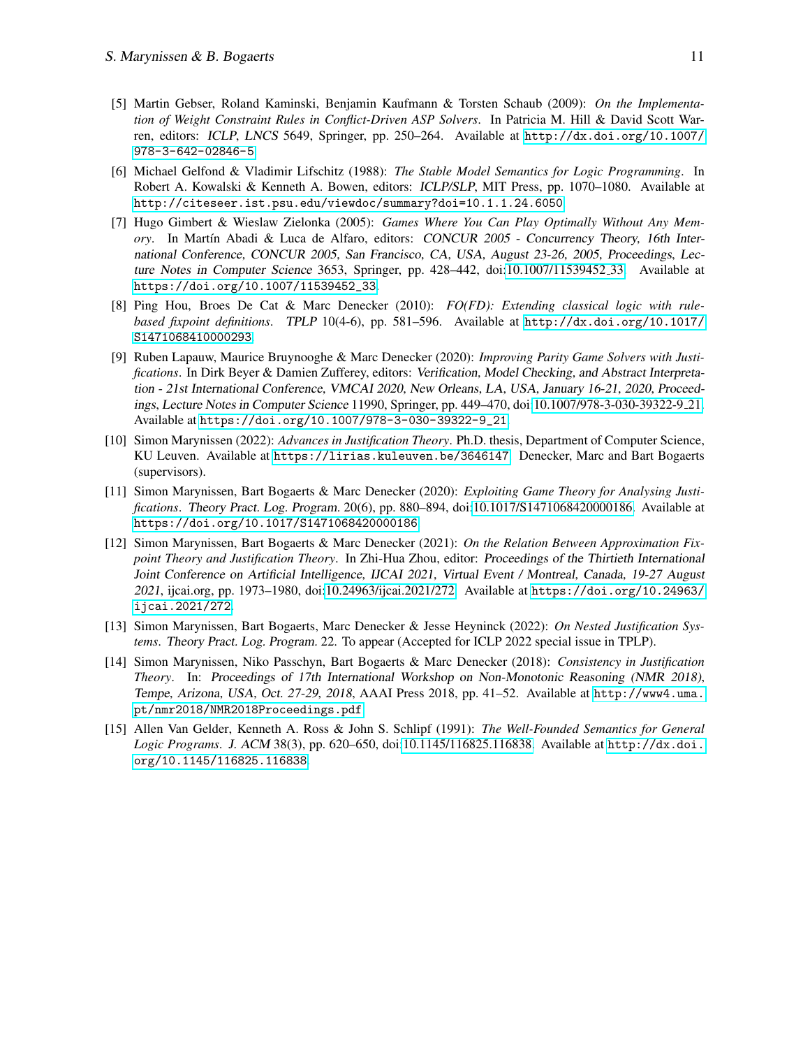[5] Martin Gebser, Roland Kaminski, Benjamin Kaufmann & Torsten Schaub (2009): *On the Implementation of Weight Constraint Rules in Conflict-Driven ASP Solvers*. In Patricia M. Hill & David Scott Warren, editors: ICLP, LNCS 5649, Springer, pp. 250–264. Available at http://dx.doi.org/10.1007/978-3-642-02846-5.

[6] Michael Gelfond & Vladimir Lifschitz (1988): *The Stable Model Semantics for Logic Programming*. In Robert A. Kowalski & Kenneth A. Bowen, editors: ICLP/SLP, MIT Press, pp. 1070–1080. Available at http://citeseer.ist.psu.edu/viewdoc/summary?doi=10.1.1.24.6050.

[7] Hugo Gimbert & Wieslaw Zielonka (2005): *Games Where You Can Play Optimally Without Any Memory*. In Martín Abadi & Luca de Alfaro, editors: CONCUR 2005 - Concurrency Theory, 16th International Conference, CONCUR 2005, San Francisco, CA, USA, August 23-26, 2005, Proceedings, Lecture Notes in Computer Science 3653, Springer, pp. 428–442, doi:10.1007/11539452_33. Available at https://doi.org/10.1007/11539452_33.

[8] Ping Hou, Broes De Cat & Marc Denecker (2010): *FO(FD): Extending classical logic with rule-based fixpoint definitions*. TPLP 10(4-6), pp. 581–596. Available at http://dx.doi.org/10.1017/S1471068410000293.

[9] Ruben Lapauw, Maurice Bruynooghe & Marc Denecker (2020): *Improving Parity Game Solvers with Justifications*. In Dirk Beyer & Damien Zufferey, editors: Verification, Model Checking, and Abstract Interpretation - 21st International Conference, VMCAI 2020, New Orleans, LA, USA, January 16-21, 2020, Proceedings, Lecture Notes in Computer Science 11990, Springer, pp. 449–470, doi:10.1007/978-3-030-39322-9_21. Available at https://doi.org/10.1007/978-3-030-39322-9_21.

[10] Simon Marynissen (2022): *Advances in Justification Theory*. Ph.D. thesis, Department of Computer Science, KU Leuven. Available at https://lirias.kuleuven.be/3646147. Denecker, Marc and Bart Bogaerts (supervisors).

[11] Simon Marynissen, Bart Bogaerts & Marc Denecker (2020): *Exploiting Game Theory for Analysing Justifications*. Theory Pract. Log. Program. 20(6), pp. 880–894, doi:10.1017/S1471068420000186. Available at https://doi.org/10.1017/S1471068420000186.

[12] Simon Marynissen, Bart Bogaerts & Marc Denecker (2021): *On the Relation Between Approximation Fixpoint Theory and Justification Theory*. In Zhi-Hua Zhou, editor: Proceedings of the Thirtieth International Joint Conference on Artificial Intelligence, IJCAI 2021, Virtual Event / Montreal, Canada, 19-27 August 2021, ijcai.org, pp. 1973–1980, doi:10.24963/ijcai.2021/272. Available at https://doi.org/10.24963/ijcai.2021/272.

[13] Simon Marynissen, Bart Bogaerts, Marc Denecker & Jesse Heyninck (2022): *On Nested Justification Systems*. Theory Pract. Log. Program. 22. To appear (Accepted for ICLP 2022 special issue in TPLP).

[14] Simon Marynissen, Niko Passchyn, Bart Bogaerts & Marc Denecker (2018): *Consistency in Justification Theory*. In: Proceedings of 17th International Workshop on Non-Monotonic Reasoning (NMR 2018), Tempe, Arizona, USA, Oct. 27-29, 2018, AAAI Press 2018, pp. 41–52. Available at http://www4.uma.pt/nmr2018/NMR2018Proceedings.pdf.

[15] Allen Van Gelder, Kenneth A. Ross & John S. Schlipf (1991): *The Well-Founded Semantics for General Logic Programs*. J. ACM 38(3), pp. 620–650, doi:10.1145/116825.116838. Available at http://dx.doi.org/10.1145/116825.116838.